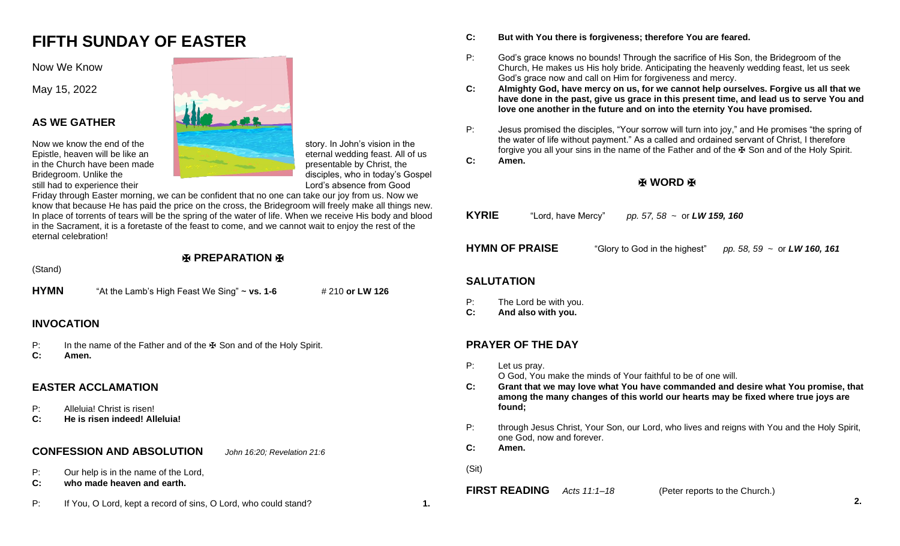# FIFTH SUNDAY OF EASTER

Now We Know

May 15, 2022

## AS WE GATHER

Now we know the end of the story. In John's vision in the Epistle, heaven will be like an eternal wedding feast. All of us in the Church have been made presentable by Christ, the Bridegroom. Unlike the disciples, who in today's Gospel still had to experience their Lord's absence from Good Friday through Easter morning, we can be confident that no one can take our joy from us. Now we know that because He has paid the price on the cross, the Bridegroom will freely make all things new. In place of torrents of tears will be the spring of the water of life. When we receive His body and blood in the Sacrament, it is a foretaste of the feast to come, and we cannot wait to enjoy the rest of the eternal celebration!

## ✠ PREPARATION ✠

(Stand)

**HYMN** "At the Lamb's High Feast We Sing" ~ **vs. 1-6** # 210 **or LW 126**

## INVOCATION

P: In the name of the Father and of the ✠ Son and of the Holy Spirit.
**C: Amen.**

## EASTER ACCLAMATION

P: Alleluia! Christ is risen!
**C: He is risen indeed! Alleluia!**

## CONFESSION AND ABSOLUTION *John 16:20; Revelation 21:6*

P: Our help is in the name of the Lord,
**C: who made heaven and earth.**

P: If You, O Lord, kept a record of sins, O Lord, who could stand?
**C: But with You there is forgiveness; therefore You are feared.**

P: God's grace knows no bounds! Through the sacrifice of His Son, the Bridegroom of the Church, He makes us His holy bride. Anticipating the heavenly wedding feast, let us seek God's grace now and call on Him for forgiveness and mercy.
**C: Almighty God, have mercy on us, for we cannot help ourselves. Forgive us all that we have done in the past, give us grace in this present time, and lead us to serve You and love one another in the future and on into the eternity You have promised.**

P: Jesus promised the disciples, "Your sorrow will turn into joy," and He promises "the spring of the water of life without payment." As a called and ordained servant of Christ, I therefore forgive you all your sins in the name of the Father and of the ✠ Son and of the Holy Spirit.
**C: Amen.**

## ✠ WORD ✠

**KYRIE** "Lord, have Mercy" *pp. 57, 58* ~ or ***LW 159, 160***

**HYMN OF PRAISE** "Glory to God in the highest" *pp. 58, 59* ~ or ***LW 160, 161***

## SALUTATION

P: The Lord be with you.
**C: And also with you.**

## PRAYER OF THE DAY

P: Let us pray.
O God, You make the minds of Your faithful to be of one will.
**C: Grant that we may love what You have commanded and desire what You promise, that among the many changes of this world our hearts may be fixed where true joys are found;**

P: through Jesus Christ, Your Son, our Lord, who lives and reigns with You and the Holy Spirit, one God, now and forever.
**C: Amen.**

(Sit)

**FIRST READING** *Acts 11:1–18* (Peter reports to the Church.)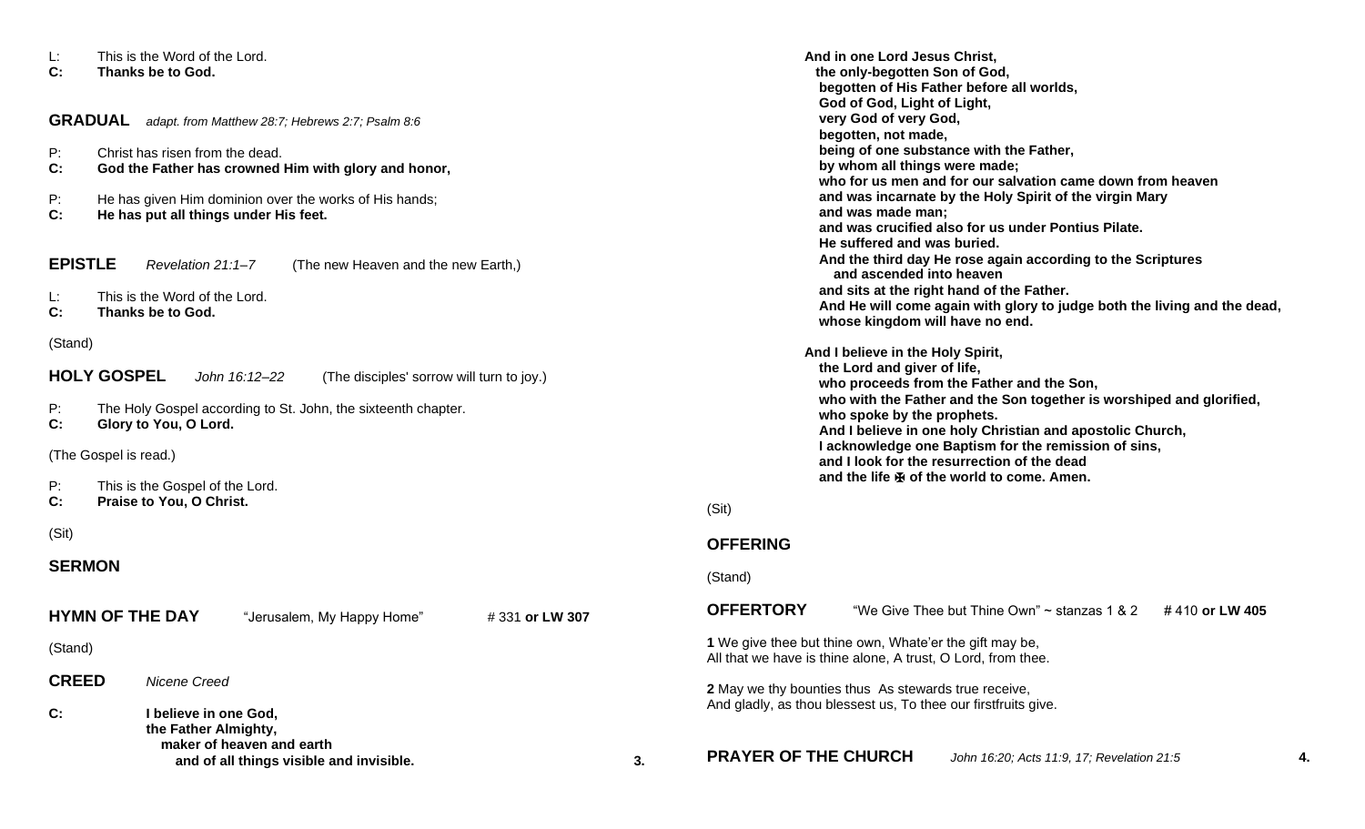L: This is the Word of the Lord.
**C: Thanks be to God.**

## GRADUAL *adapt. from Matthew 28:7; Hebrews 2:7; Psalm 8:6*

P: Christ has risen from the dead.
**C: God the Father has crowned Him with glory and honor,**

P: He has given Him dominion over the works of His hands;
**C: He has put all things under His feet.**

## EPISTLE *Revelation 21:1–7* (The new Heaven and the new Earth,)

L: This is the Word of the Lord.
**C: Thanks be to God.**

(Stand)

## HOLY GOSPEL *John 16:12–22* (The disciples' sorrow will turn to joy.)

P: The Holy Gospel according to St. John, the sixteenth chapter.
**C: Glory to You, O Lord.**

(The Gospel is read.)

P: This is the Gospel of the Lord.
**C: Praise to You, O Christ.**

(Sit)

## SERMON

## HYMN OF THE DAY "Jerusalem, My Happy Home" # 331 **or LW 307**

(Stand)

## CREED *Nicene Creed*

**C: I believe in one God,**
**the Father Almighty,**
**maker of heaven and earth**
**and of all things visible and invisible.**

**And in one Lord Jesus Christ,**
**the only-begotten Son of God,**
**begotten of His Father before all worlds,**
**God of God, Light of Light,**
**very God of very God,**
**begotten, not made,**
**being of one substance with the Father,**
**by whom all things were made;**
**who for us men and for our salvation came down from heaven**
**and was incarnate by the Holy Spirit of the virgin Mary**
**and was made man;**
**and was crucified also for us under Pontius Pilate.**
**He suffered and was buried.**
**And the third day He rose again according to the Scriptures**
**and ascended into heaven**
**and sits at the right hand of the Father.**
**And He will come again with glory to judge both the living and the dead,**
**whose kingdom will have no end.**

**And I believe in the Holy Spirit,**
**the Lord and giver of life,**
**who proceeds from the Father and the Son,**
**who with the Father and the Son together is worshiped and glorified,**
**who spoke by the prophets.**
**And I believe in one holy Christian and apostolic Church,**
**I acknowledge one Baptism for the remission of sins,**
**and I look for the resurrection of the dead**
**and the life ✠ of the world to come. Amen.**

(Sit)

## OFFERING

(Stand)

## OFFERTORY "We Give Thee but Thine Own" ~ stanzas 1 & 2 **# 410 or LW 405**

**1** We give thee but thine own, Whate'er the gift may be,
All that we have is thine alone, A trust, O Lord, from thee.

**2** May we thy bounties thus As stewards true receive,
And gladly, as thou blessest us, To thee our firstfruits give.

## PRAYER OF THE CHURCH *John 16:20; Acts 11:9, 17; Revelation 21:5*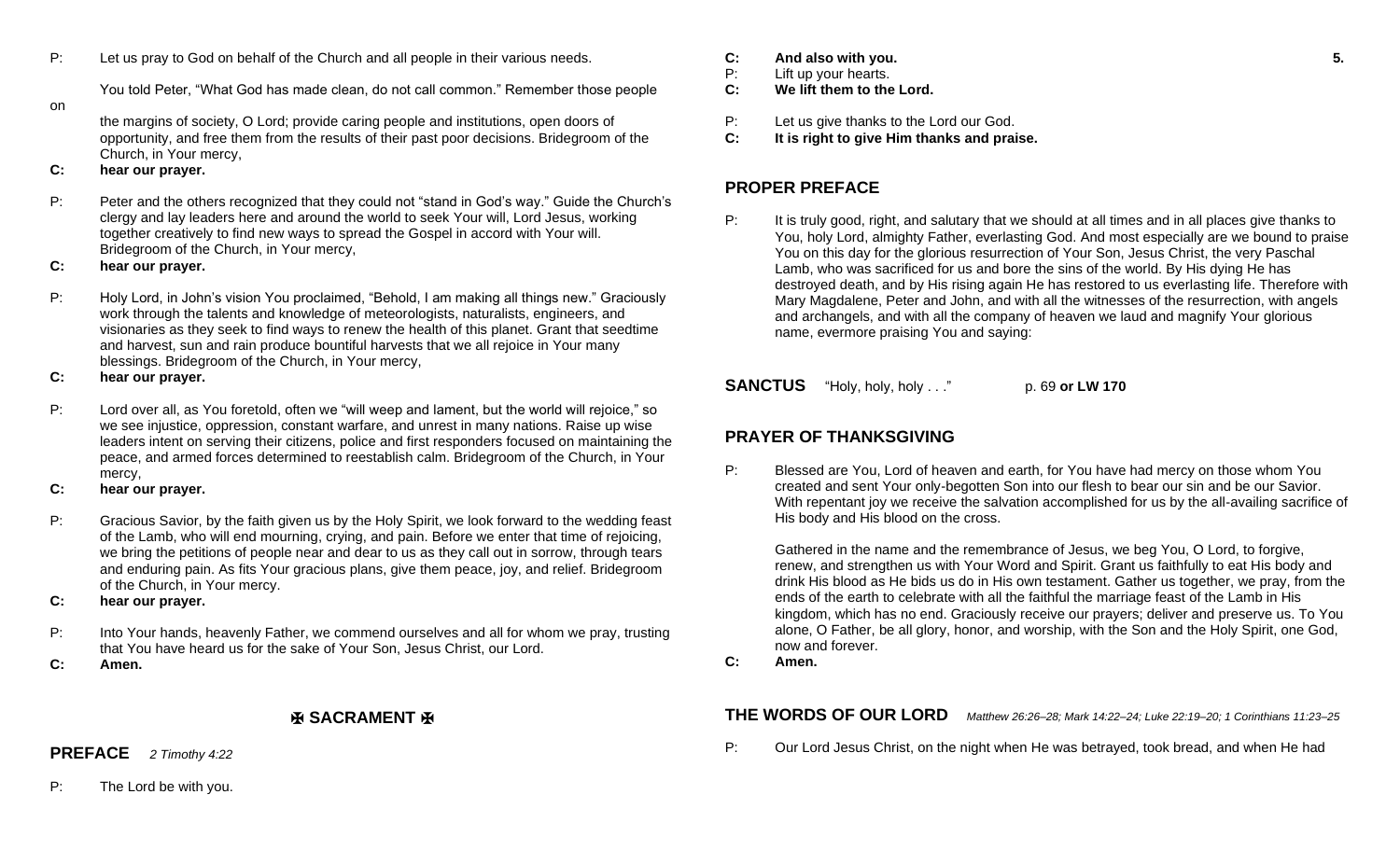P: Let us pray to God on behalf of the Church and all people in their various needs.

You told Peter, "What God has made clean, do not call common." Remember those people on the margins of society, O Lord; provide caring people and institutions, open doors of opportunity, and free them from the results of their past poor decisions. Bridegroom of the Church, in Your mercy,

**C: hear our prayer.**

P: Peter and the others recognized that they could not "stand in God's way." Guide the Church's clergy and lay leaders here and around the world to seek Your will, Lord Jesus, working together creatively to find new ways to spread the Gospel in accord with Your will. Bridegroom of the Church, in Your mercy,

**C: hear our prayer.**

P: Holy Lord, in John's vision You proclaimed, "Behold, I am making all things new." Graciously work through the talents and knowledge of meteorologists, naturalists, engineers, and visionaries as they seek to find ways to renew the health of this planet. Grant that seedtime and harvest, sun and rain produce bountiful harvests that we all rejoice in Your many blessings. Bridegroom of the Church, in Your mercy,

**C: hear our prayer.**

P: Lord over all, as You foretold, often we "will weep and lament, but the world will rejoice," so we see injustice, oppression, constant warfare, and unrest in many nations. Raise up wise leaders intent on serving their citizens, police and first responders focused on maintaining the peace, and armed forces determined to reestablish calm. Bridegroom of the Church, in Your mercy,

**C: hear our prayer.**

P: Gracious Savior, by the faith given us by the Holy Spirit, we look forward to the wedding feast of the Lamb, who will end mourning, crying, and pain. Before we enter that time of rejoicing, we bring the petitions of people near and dear to us as they call out in sorrow, through tears and enduring pain. As fits Your gracious plans, give them peace, joy, and relief. Bridegroom of the Church, in Your mercy.

**C: hear our prayer.**

P: Into Your hands, heavenly Father, we commend ourselves and all for whom we pray, trusting that You have heard us for the sake of Your Son, Jesus Christ, our Lord.

**C: Amen.**

## ✠ SACRAMENT ✠

### PREFACE *2 Timothy 4:22*

P: The Lord be with you.

**C: And also with you.**

P: Lift up your hearts.

**C: We lift them to the Lord.**

P: Let us give thanks to the Lord our God.

**C: It is right to give Him thanks and praise.**

### PROPER PREFACE

P: It is truly good, right, and salutary that we should at all times and in all places give thanks to You, holy Lord, almighty Father, everlasting God. And most especially are we bound to praise You on this day for the glorious resurrection of Your Son, Jesus Christ, the very Paschal Lamb, who was sacrificed for us and bore the sins of the world. By His dying He has destroyed death, and by His rising again He has restored to us everlasting life. Therefore with Mary Magdalene, Peter and John, and with all the witnesses of the resurrection, with angels and archangels, and with all the company of heaven we laud and magnify Your glorious name, evermore praising You and saying:

**SANCTUS** "Holy, holy, holy . . ." p. 69 **or LW 170**

### PRAYER OF THANKSGIVING

P: Blessed are You, Lord of heaven and earth, for You have had mercy on those whom You created and sent Your only-begotten Son into our flesh to bear our sin and be our Savior. With repentant joy we receive the salvation accomplished for us by the all-availing sacrifice of His body and His blood on the cross.

Gathered in the name and the remembrance of Jesus, we beg You, O Lord, to forgive, renew, and strengthen us with Your Word and Spirit. Grant us faithfully to eat His body and drink His blood as He bids us do in His own testament. Gather us together, we pray, from the ends of the earth to celebrate with all the faithful the marriage feast of the Lamb in His kingdom, which has no end. Graciously receive our prayers; deliver and preserve us. To You alone, O Father, be all glory, honor, and worship, with the Son and the Holy Spirit, one God, now and forever.

**C: Amen.**

### THE WORDS OF OUR LORD *Matthew 26:26–28; Mark 14:22–24; Luke 22:19–20; 1 Corinthians 11:23–25*

P: Our Lord Jesus Christ, on the night when He was betrayed, took bread, and when He had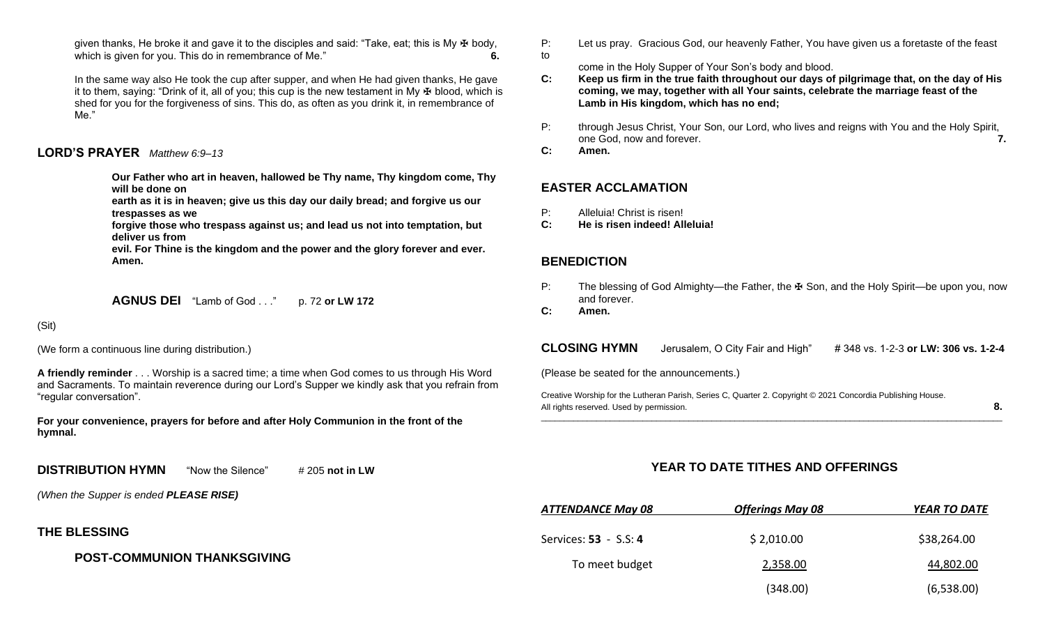given thanks, He broke it and gave it to the disciples and said: "Take, eat; this is My ✠ body, which is given for you. This do in remembrance of Me."

In the same way also He took the cup after supper, and when He had given thanks, He gave it to them, saying: "Drink of it, all of you; this cup is the new testament in My ✠ blood, which is shed for you for the forgiveness of sins. This do, as often as you drink it, in remembrance of Me."

## LORD'S PRAYER *Matthew 6:9–13*

**Our Father who art in heaven, hallowed be Thy name, Thy kingdom come, Thy will be done on earth as it is in heaven; give us this day our daily bread; and forgive us our trespasses as we forgive those who trespass against us; and lead us not into temptation, but deliver us from evil. For Thine is the kingdom and the power and the glory forever and ever. Amen.**

**AGNUS DEI** "Lamb of God . . ." p. 72 **or LW 172**

(Sit)

(We form a continuous line during distribution.)

**A friendly reminder** . . . Worship is a sacred time; a time when God comes to us through His Word and Sacraments. To maintain reverence during our Lord's Supper we kindly ask that you refrain from "regular conversation".

**For your convenience, prayers for before and after Holy Communion in the front of the hymnal.**

## DISTRIBUTION HYMN "Now the Silence" # 205 **not in LW**

*(When the Supper is ended **PLEASE RISE)***

## THE BLESSING

### POST-COMMUNION THANKSGIVING

P: Let us pray. Gracious God, our heavenly Father, You have given us a foretaste of the feast to come in the Holy Supper of Your Son's body and blood.

**C: Keep us firm in the true faith throughout our days of pilgrimage that, on the day of His coming, we may, together with all Your saints, celebrate the marriage feast of the Lamb in His kingdom, which has no end;**

P: through Jesus Christ, Your Son, our Lord, who lives and reigns with You and the Holy Spirit, one God, now and forever.

**C: Amen.**

## EASTER ACCLAMATION

P: Alleluia! Christ is risen!

**C: He is risen indeed! Alleluia!**

## BENEDICTION

P: The blessing of God Almighty—the Father, the ✠ Son, and the Holy Spirit—be upon you, now and forever.

**C: Amen.**

## CLOSING HYMN Jerusalem, O City Fair and High" # 348 vs. 1-2-3 **or LW: 306 vs. 1-2-4**

(Please be seated for the announcements.)

Creative Worship for the Lutheran Parish, Series C, Quarter 2. Copyright © 2021 Concordia Publishing House. All rights reserved. Used by permission.

## YEAR TO DATE TITHES AND OFFERINGS

| *ATTENDANCE May 08* | *Offerings May 08* | *YEAR TO DATE* |
|---|---|---|
| Services: **53** - S.S: **4** | $ 2,010.00 | $38,264.00 |
| To meet budget | 2,358.00 | 44,802.00 |
| | (348.00) | (6,538.00) |